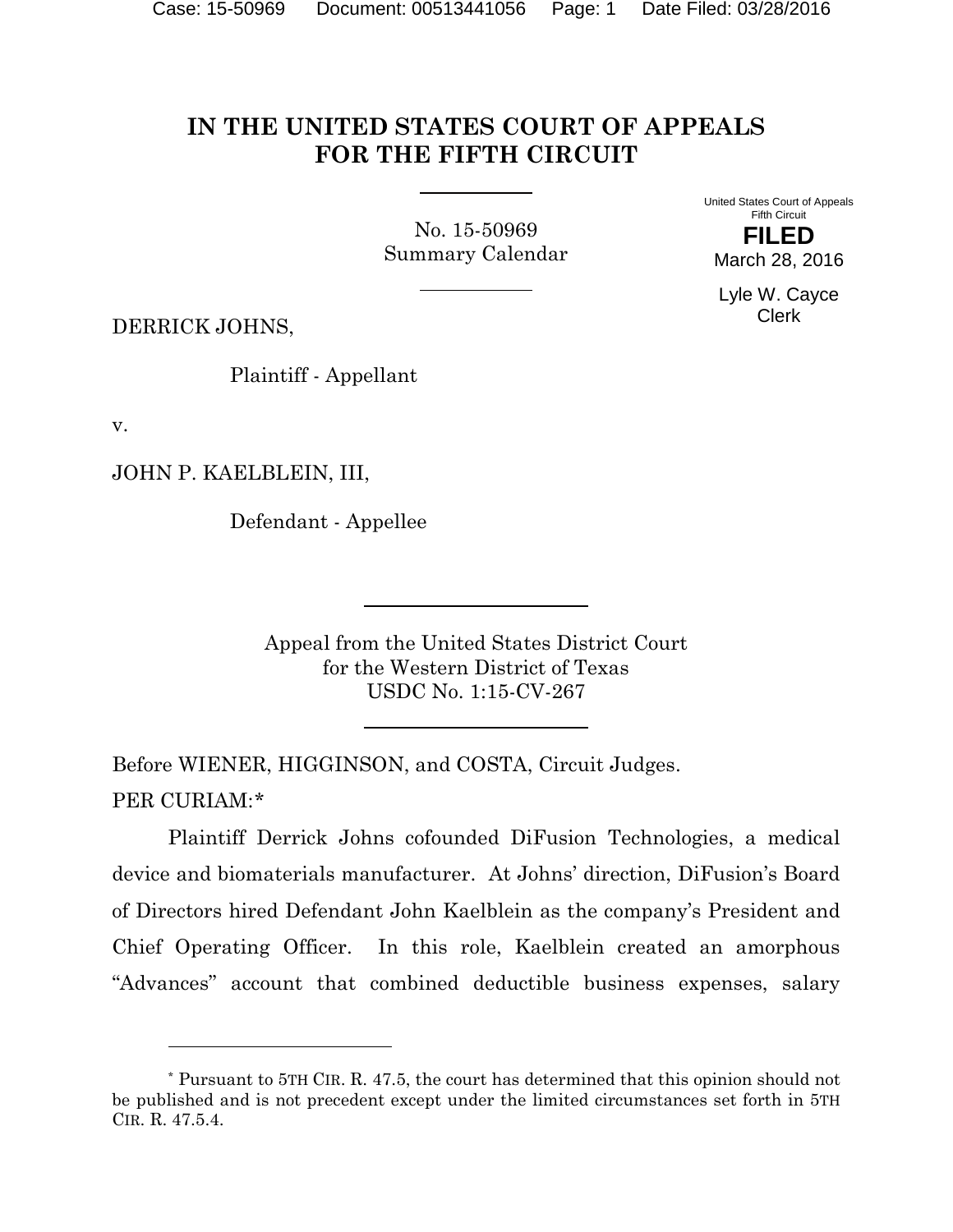# IN THE UNITED STATES COURT OF APPEALS FOR THE FIFTH CIRCUIT

No. 15-50969
Summary Calendar

United States Court of Appeals
Fifth Circuit
**FILED**
March 28, 2016

Lyle W. Cayce
Clerk

DERRICK JOHNS,

Plaintiff - Appellant

v.

JOHN P. KAELBLEIN, III,

Defendant - Appellee

Appeal from the United States District Court
for the Western District of Texas
USDC No. 1:15-CV-267

Before WIENER, HIGGINSON, and COSTA, Circuit Judges.

PER CURIAM:*

Plaintiff Derrick Johns cofounded DiFusion Technologies, a medical device and biomaterials manufacturer. At Johns' direction, DiFusion's Board of Directors hired Defendant John Kaelblein as the company's President and Chief Operating Officer. In this role, Kaelblein created an amorphous "Advances" account that combined deductible business expenses, salary

---

\* Pursuant to 5TH CIR. R. 47.5, the court has determined that this opinion should not be published and is not precedent except under the limited circumstances set forth in 5TH CIR. R. 47.5.4.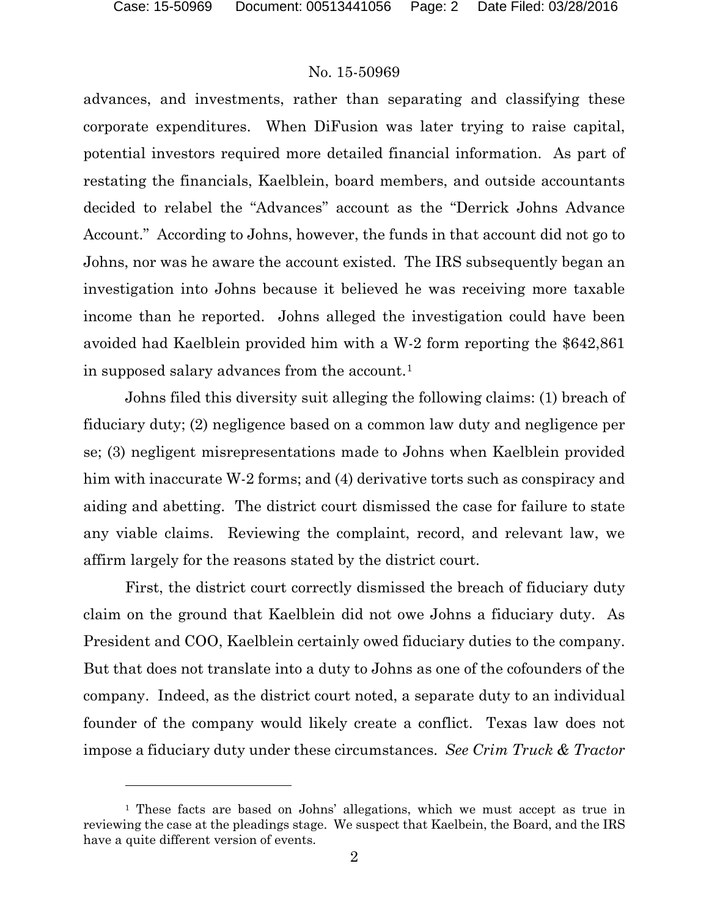advances, and investments, rather than separating and classifying these corporate expenditures. When DiFusion was later trying to raise capital, potential investors required more detailed financial information. As part of restating the financials, Kaelblein, board members, and outside accountants decided to relabel the "Advances" account as the "Derrick Johns Advance Account." According to Johns, however, the funds in that account did not go to Johns, nor was he aware the account existed. The IRS subsequently began an investigation into Johns because it believed he was receiving more taxable income than he reported. Johns alleged the investigation could have been avoided had Kaelblein provided him with a W-2 form reporting the $642,861 in supposed salary advances from the account.[1]

Johns filed this diversity suit alleging the following claims: (1) breach of fiduciary duty; (2) negligence based on a common law duty and negligence per se; (3) negligent misrepresentations made to Johns when Kaelblein provided him with inaccurate W-2 forms; and (4) derivative torts such as conspiracy and aiding and abetting. The district court dismissed the case for failure to state any viable claims. Reviewing the complaint, record, and relevant law, we affirm largely for the reasons stated by the district court.

First, the district court correctly dismissed the breach of fiduciary duty claim on the ground that Kaelblein did not owe Johns a fiduciary duty. As President and COO, Kaelblein certainly owed fiduciary duties to the company. But that does not translate into a duty to Johns as one of the cofounders of the company. Indeed, as the district court noted, a separate duty to an individual founder of the company would likely create a conflict. Texas law does not impose a fiduciary duty under these circumstances. *See Crim Truck & Tractor*

---

[1] These facts are based on Johns' allegations, which we must accept as true in reviewing the case at the pleadings stage. We suspect that Kaelbein, the Board, and the IRS have a quite different version of events.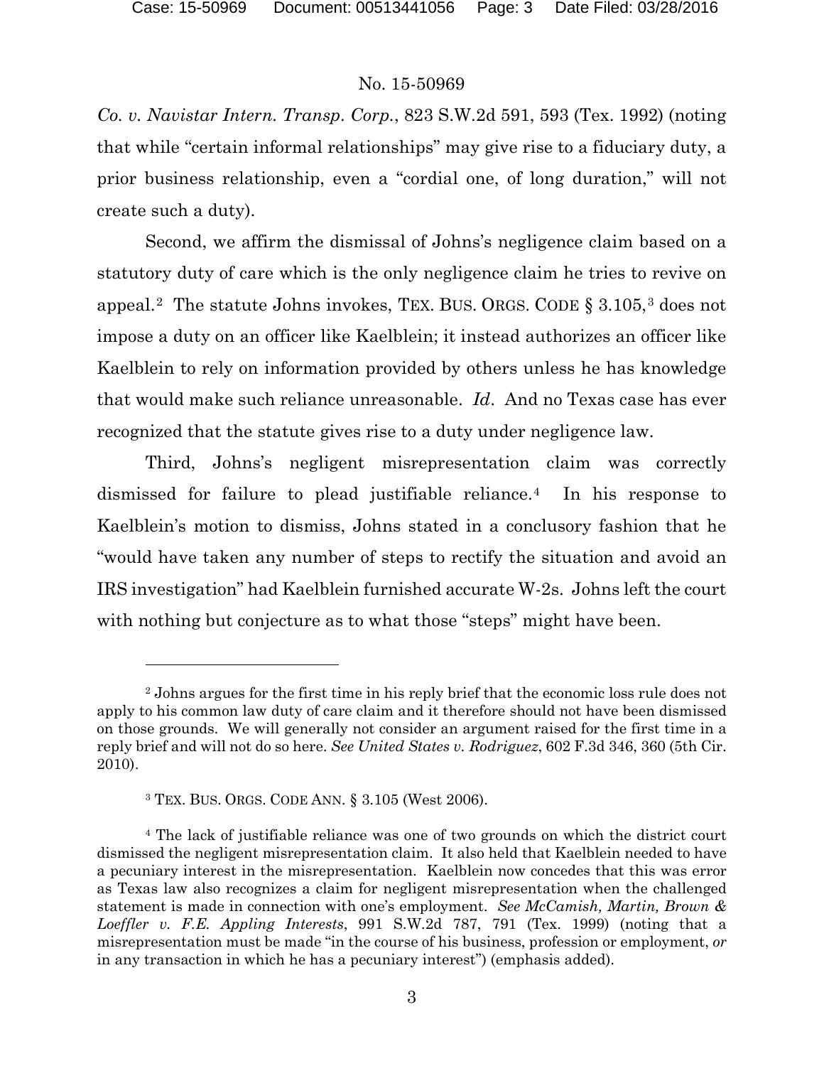*Co. v. Navistar Intern. Transp. Corp.*, 823 S.W.2d 591, 593 (Tex. 1992) (noting that while "certain informal relationships" may give rise to a fiduciary duty, a prior business relationship, even a "cordial one, of long duration," will not create such a duty).

Second, we affirm the dismissal of Johns's negligence claim based on a statutory duty of care which is the only negligence claim he tries to revive on appeal.[2] The statute Johns invokes, TEX. BUS. ORGS. CODE § 3.105,[3] does not impose a duty on an officer like Kaelblein; it instead authorizes an officer like Kaelblein to rely on information provided by others unless he has knowledge that would make such reliance unreasonable. *Id*. And no Texas case has ever recognized that the statute gives rise to a duty under negligence law.

Third, Johns's negligent misrepresentation claim was correctly dismissed for failure to plead justifiable reliance.[4] In his response to Kaelblein's motion to dismiss, Johns stated in a conclusory fashion that he "would have taken any number of steps to rectify the situation and avoid an IRS investigation" had Kaelblein furnished accurate W-2s. Johns left the court with nothing but conjecture as to what those "steps" might have been.

---

[2] Johns argues for the first time in his reply brief that the economic loss rule does not apply to his common law duty of care claim and it therefore should not have been dismissed on those grounds. We will generally not consider an argument raised for the first time in a reply brief and will not do so here. *See United States v. Rodriguez*, 602 F.3d 346, 360 (5th Cir. 2010).

[3] TEX. BUS. ORGS. CODE ANN. § 3.105 (West 2006).

[4] The lack of justifiable reliance was one of two grounds on which the district court dismissed the negligent misrepresentation claim. It also held that Kaelblein needed to have a pecuniary interest in the misrepresentation. Kaelblein now concedes that this was error as Texas law also recognizes a claim for negligent misrepresentation when the challenged statement is made in connection with one's employment. *See McCamish, Martin, Brown & Loeffler v. F.E. Appling Interests*, 991 S.W.2d 787, 791 (Tex. 1999) (noting that a misrepresentation must be made "in the course of his business, profession or employment, *or* in any transaction in which he has a pecuniary interest") (emphasis added).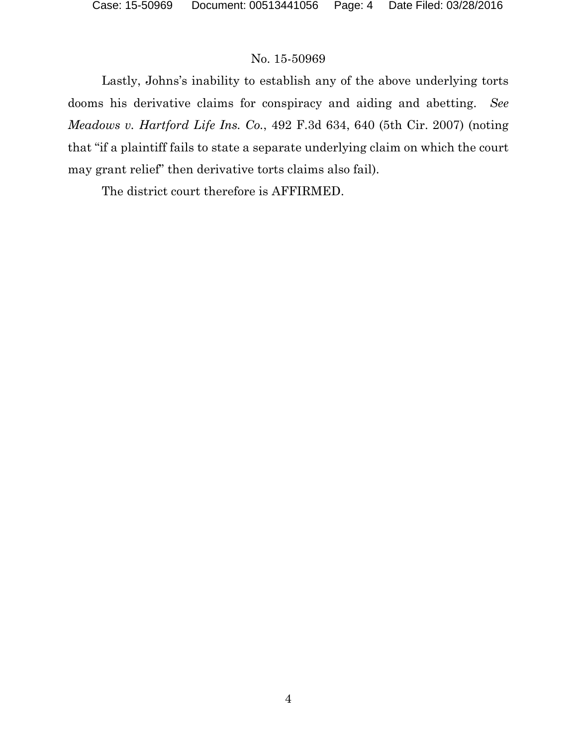Lastly, Johns's inability to establish any of the above underlying torts dooms his derivative claims for conspiracy and aiding and abetting. *See Meadows v. Hartford Life Ins. Co.*, 492 F.3d 634, 640 (5th Cir. 2007) (noting that "if a plaintiff fails to state a separate underlying claim on which the court may grant relief" then derivative torts claims also fail).

The district court therefore is AFFIRMED.